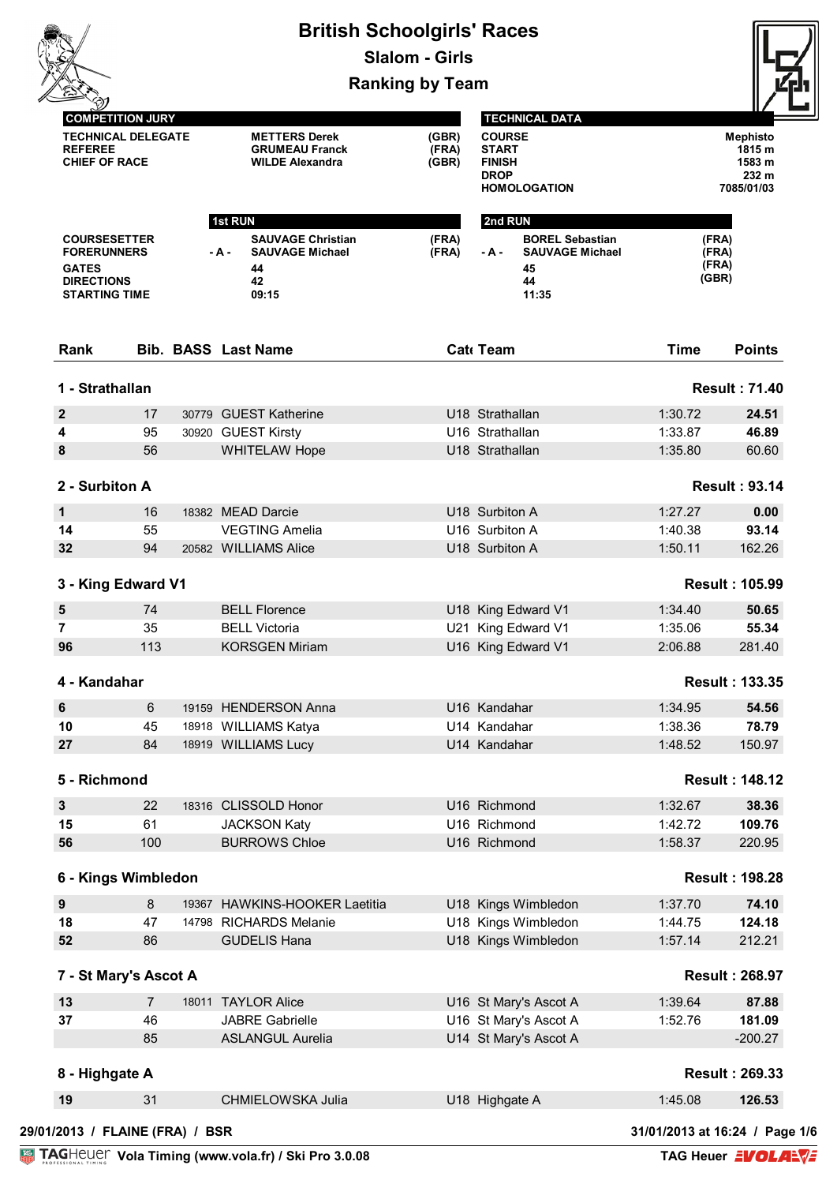# British Schoolgirls' Races

## Slalom - Girls

## Ranking by Team

**COMPETITION JURY**

| | | |
|---|---|---|
| TECHNICAL DELEGATE | METTERS Derek | (GBR) |
| REFEREE | GRUMEAU Franck | (FRA) |
| CHIEF OF RACE | WILDE Alexandra | (GBR) |

**TECHNICAL DATA**

| | |
|---|---|
| COURSE | Mephisto |
| START | 1815 m |
| FINISH | 1583 m |
| DROP | 232 m |
| HOMOLOGATION | 7085/01/03 |

| | 1st RUN | | 2nd RUN | |
|---|---|---|---|---|
| COURSESETTER | SAUVAGE Christian | (FRA) | BOREL Sebastian | (FRA) |
| FORERUNNERS | - A - SAUVAGE Michael | (FRA) | - A - SAUVAGE Michael | (FRA) |
| | | | | (FRA) |
| | | | | (GBR) |
| GATES | 44 | | 45 | |
| DIRECTIONS | 42 | | 44 | |
| STARTING TIME | 09:15 | | 11:35 | |

| Rank | Bib. | BASS | Last Name | Cat. | Team | Time | Points |
|---|---|---|---|---|---|---|---|
| **1 - Strathallan** | | | | | | | **Result : 71.40** |
| 2 | 17 | 30779 | GUEST Katherine | U18 | Strathallan | 1:30.72 | **24.51** |
| 4 | 95 | 30920 | GUEST Kirsty | U16 | Strathallan | 1:33.87 | **46.89** |
| 8 | 56 | | WHITELAW Hope | U18 | Strathallan | 1:35.80 | 60.60 |
| **2 - Surbiton A** | | | | | | | **Result : 93.14** |
| 1 | 16 | 18382 | MEAD Darcie | U18 | Surbiton A | 1:27.27 | **0.00** |
| 14 | 55 | | VEGTING Amelia | U16 | Surbiton A | 1:40.38 | **93.14** |
| 32 | 94 | 20582 | WILLIAMS Alice | U18 | Surbiton A | 1:50.11 | 162.26 |
| **3 - King Edward V1** | | | | | | | **Result : 105.99** |
| 5 | 74 | | BELL Florence | U18 | King Edward V1 | 1:34.40 | **50.65** |
| 7 | 35 | | BELL Victoria | U21 | King Edward V1 | 1:35.06 | **55.34** |
| 96 | 113 | | KORSGEN Miriam | U16 | King Edward V1 | 2:06.88 | 281.40 |
| **4 - Kandahar** | | | | | | | **Result : 133.35** |
| 6 | 6 | 19159 | HENDERSON Anna | U16 | Kandahar | 1:34.95 | **54.56** |
| 10 | 45 | 18918 | WILLIAMS Katya | U14 | Kandahar | 1:38.36 | **78.79** |
| 27 | 84 | 18919 | WILLIAMS Lucy | U14 | Kandahar | 1:48.52 | 150.97 |
| **5 - Richmond** | | | | | | | **Result : 148.12** |
| 3 | 22 | 18316 | CLISSOLD Honor | U16 | Richmond | 1:32.67 | **38.36** |
| 15 | 61 | | JACKSON Katy | U16 | Richmond | 1:42.72 | **109.76** |
| 56 | 100 | | BURROWS Chloe | U16 | Richmond | 1:58.37 | 220.95 |
| **6 - Kings Wimbledon** | | | | | | | **Result : 198.28** |
| 9 | 8 | 19367 | HAWKINS-HOOKER Laetitia | U18 | Kings Wimbledon | 1:37.70 | **74.10** |
| 18 | 47 | 14798 | RICHARDS Melanie | U18 | Kings Wimbledon | 1:44.75 | **124.18** |
| 52 | 86 | | GUDELIS Hana | U18 | Kings Wimbledon | 1:57.14 | 212.21 |
| **7 - St Mary's Ascot A** | | | | | | | **Result : 268.97** |
| 13 | 7 | 18011 | TAYLOR Alice | U16 | St Mary's Ascot A | 1:39.64 | **87.88** |
| 37 | 46 | | JABRE Gabrielle | U16 | St Mary's Ascot A | 1:52.76 | **181.09** |
| | 85 | | ASLANGUL Aurelia | U14 | St Mary's Ascot A | | -200.27 |
| **8 - Highgate A** | | | | | | | **Result : 269.33** |
| 19 | 31 | | CHMIELOWSKA Julia | U18 | Highgate A | 1:45.08 | **126.53** |

29/01/2013 / FLAINE (FRA) / BSR — 31/01/2013 at 16:24

TAGHeuer Vola Timing (www.vola.fr) / Ski Pro 3.0.08 — TAG Heuer VOLA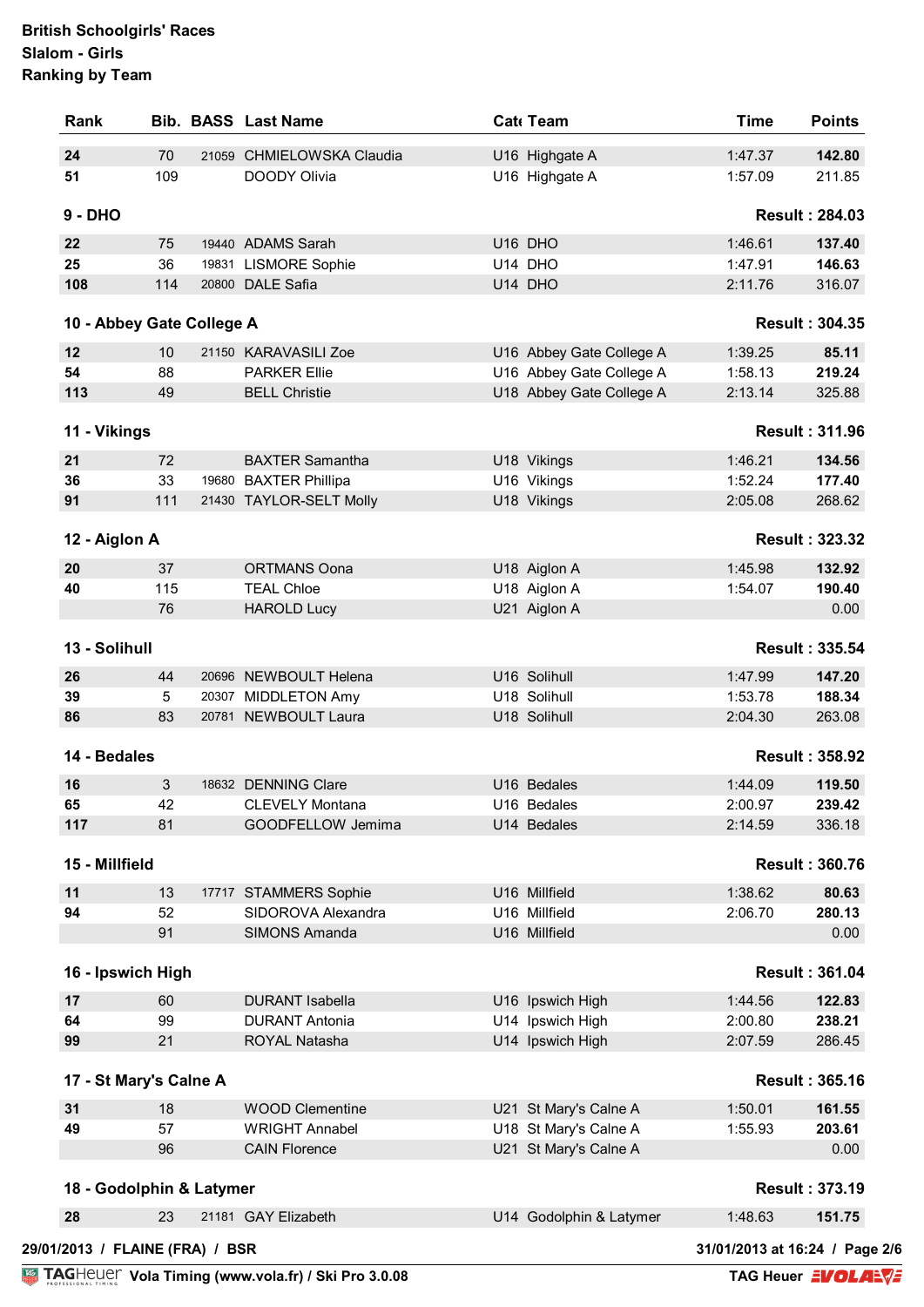**British Schoolgirls' Races**
**Slalom - Girls**
**Ranking by Team**

| Rank | Bib. | BASS | Last Name | Cat | Team | Time | Points |
|---|---|---|---|---|---|---|---|
| **24** | 70 | 21059 | CHMIELOWSKA Claudia | U16 | Highgate A | 1:47.37 | **142.80** |
| **51** | 109 | | DOODY Olivia | U16 | Highgate A | 1:57.09 | 211.85 |
| **9 - DHO** | | | | | | | **Result : 284.03** |
| **22** | 75 | 19440 | ADAMS Sarah | U16 | DHO | 1:46.61 | **137.40** |
| **25** | 36 | 19831 | LISMORE Sophie | U14 | DHO | 1:47.91 | **146.63** |
| **108** | 114 | 20800 | DALE Safia | U14 | DHO | 2:11.76 | 316.07 |
| **10 - Abbey Gate College A** | | | | | | | **Result : 304.35** |
| **12** | 10 | 21150 | KARAVASILI Zoe | U16 | Abbey Gate College A | 1:39.25 | **85.11** |
| **54** | 88 | | PARKER Ellie | U16 | Abbey Gate College A | 1:58.13 | **219.24** |
| **113** | 49 | | BELL Christie | U18 | Abbey Gate College A | 2:13.14 | 325.88 |
| **11 - Vikings** | | | | | | | **Result : 311.96** |
| **21** | 72 | | BAXTER Samantha | U18 | Vikings | 1:46.21 | **134.56** |
| **36** | 33 | 19680 | BAXTER Phillipa | U16 | Vikings | 1:52.24 | **177.40** |
| **91** | 111 | 21430 | TAYLOR-SELT Molly | U18 | Vikings | 2:05.08 | 268.62 |
| **12 - Aiglon A** | | | | | | | **Result : 323.32** |
| **20** | 37 | | ORTMANS Oona | U18 | Aiglon A | 1:45.98 | **132.92** |
| **40** | 115 | | TEAL Chloe | U18 | Aiglon A | 1:54.07 | **190.40** |
| | 76 | | HAROLD Lucy | U21 | Aiglon A | | 0.00 |
| **13 - Solihull** | | | | | | | **Result : 335.54** |
| **26** | 44 | 20696 | NEWBOULT Helena | U16 | Solihull | 1:47.99 | **147.20** |
| **39** | 5 | 20307 | MIDDLETON Amy | U18 | Solihull | 1:53.78 | **188.34** |
| **86** | 83 | 20781 | NEWBOULT Laura | U18 | Solihull | 2:04.30 | 263.08 |
| **14 - Bedales** | | | | | | | **Result : 358.92** |
| **16** | 3 | 18632 | DENNING Clare | U16 | Bedales | 1:44.09 | **119.50** |
| **65** | 42 | | CLEVELY Montana | U16 | Bedales | 2:00.97 | **239.42** |
| **117** | 81 | | GOODFELLOW Jemima | U14 | Bedales | 2:14.59 | 336.18 |
| **15 - Millfield** | | | | | | | **Result : 360.76** |
| **11** | 13 | 17717 | STAMMERS Sophie | U16 | Millfield | 1:38.62 | **80.63** |
| **94** | 52 | | SIDOROVA Alexandra | U16 | Millfield | 2:06.70 | **280.13** |
| | 91 | | SIMONS Amanda | U16 | Millfield | | 0.00 |
| **16 - Ipswich High** | | | | | | | **Result : 361.04** |
| **17** | 60 | | DURANT Isabella | U16 | Ipswich High | 1:44.56 | **122.83** |
| **64** | 99 | | DURANT Antonia | U14 | Ipswich High | 2:00.80 | **238.21** |
| **99** | 21 | | ROYAL Natasha | U14 | Ipswich High | 2:07.59 | 286.45 |
| **17 - St Mary's Calne A** | | | | | | | **Result : 365.16** |
| **31** | 18 | | WOOD Clementine | U21 | St Mary's Calne A | 1:50.01 | **161.55** |
| **49** | 57 | | WRIGHT Annabel | U18 | St Mary's Calne A | 1:55.93 | **203.61** |
| | 96 | | CAIN Florence | U21 | St Mary's Calne A | | 0.00 |
| **18 - Godolphin & Latymer** | | | | | | | **Result : 373.19** |
| **28** | 23 | 21181 | GAY Elizabeth | U14 | Godolphin & Latymer | 1:48.63 | **151.75** |

29/01/2013 / FLAINE (FRA) / BSR — 31/01/2013 at 16:24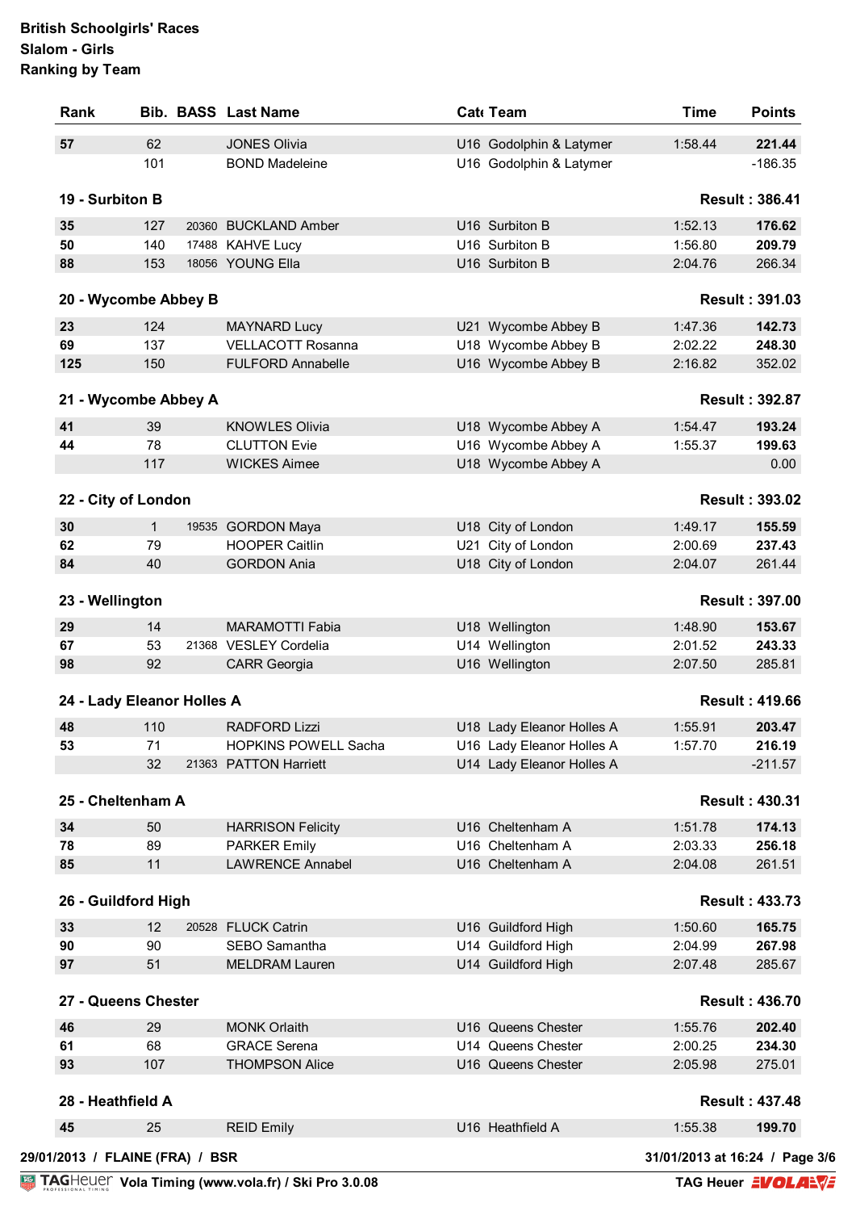**British Schoolgirls' Races**
**Slalom - Girls**
**Ranking by Team**

| Rank | Bib. | BASS | Last Name | Cat | Team | Time | Points |
|---|---|---|---|---|---|---|---|
| **57** | 62 | | JONES Olivia | U16 | Godolphin & Latymer | 1:58.44 | **221.44** |
| | 101 | | BOND Madeleine | U16 | Godolphin & Latymer | | -186.35 |
| **19 - Surbiton B** | | | | | | | **Result : 386.41** |
| **35** | 127 | 20360 | BUCKLAND Amber | U16 | Surbiton B | 1:52.13 | **176.62** |
| **50** | 140 | 17488 | KAHVE Lucy | U16 | Surbiton B | 1:56.80 | **209.79** |
| **88** | 153 | 18056 | YOUNG Ella | U16 | Surbiton B | 2:04.76 | 266.34 |
| **20 - Wycombe Abbey B** | | | | | | | **Result : 391.03** |
| **23** | 124 | | MAYNARD Lucy | U21 | Wycombe Abbey B | 1:47.36 | **142.73** |
| **69** | 137 | | VELLACOTT Rosanna | U18 | Wycombe Abbey B | 2:02.22 | **248.30** |
| **125** | 150 | | FULFORD Annabelle | U16 | Wycombe Abbey B | 2:16.82 | 352.02 |
| **21 - Wycombe Abbey A** | | | | | | | **Result : 392.87** |
| **41** | 39 | | KNOWLES Olivia | U18 | Wycombe Abbey A | 1:54.47 | **193.24** |
| **44** | 78 | | CLUTTON Evie | U16 | Wycombe Abbey A | 1:55.37 | **199.63** |
| | 117 | | WICKES Aimee | U18 | Wycombe Abbey A | | 0.00 |
| **22 - City of London** | | | | | | | **Result : 393.02** |
| **30** | 1 | 19535 | GORDON Maya | U18 | City of London | 1:49.17 | **155.59** |
| **62** | 79 | | HOOPER Caitlin | U21 | City of London | 2:00.69 | **237.43** |
| **84** | 40 | | GORDON Ania | U18 | City of London | 2:04.07 | 261.44 |
| **23 - Wellington** | | | | | | | **Result : 397.00** |
| **29** | 14 | | MARAMOTTI Fabia | U18 | Wellington | 1:48.90 | **153.67** |
| **67** | 53 | 21368 | VESLEY Cordelia | U14 | Wellington | 2:01.52 | **243.33** |
| **98** | 92 | | CARR Georgia | U16 | Wellington | 2:07.50 | 285.81 |
| **24 - Lady Eleanor Holles A** | | | | | | | **Result : 419.66** |
| **48** | 110 | | RADFORD Lizzi | U18 | Lady Eleanor Holles A | 1:55.91 | **203.47** |
| **53** | 71 | | HOPKINS POWELL Sacha | U16 | Lady Eleanor Holles A | 1:57.70 | **216.19** |
| | 32 | 21363 | PATTON Harriett | U14 | Lady Eleanor Holles A | | -211.57 |
| **25 - Cheltenham A** | | | | | | | **Result : 430.31** |
| **34** | 50 | | HARRISON Felicity | U16 | Cheltenham A | 1:51.78 | **174.13** |
| **78** | 89 | | PARKER Emily | U16 | Cheltenham A | 2:03.33 | **256.18** |
| **85** | 11 | | LAWRENCE Annabel | U16 | Cheltenham A | 2:04.08 | 261.51 |
| **26 - Guildford High** | | | | | | | **Result : 433.73** |
| **33** | 12 | 20528 | FLUCK Catrin | U16 | Guildford High | 1:50.60 | **165.75** |
| **90** | 90 | | SEBO Samantha | U14 | Guildford High | 2:04.99 | **267.98** |
| **97** | 51 | | MELDRAM Lauren | U14 | Guildford High | 2:07.48 | 285.67 |
| **27 - Queens Chester** | | | | | | | **Result : 436.70** |
| **46** | 29 | | MONK Orlaith | U16 | Queens Chester | 1:55.76 | **202.40** |
| **61** | 68 | | GRACE Serena | U14 | Queens Chester | 2:00.25 | **234.30** |
| **93** | 107 | | THOMPSON Alice | U16 | Queens Chester | 2:05.98 | 275.01 |
| **28 - Heathfield A** | | | | | | | **Result : 437.48** |
| **45** | 25 | | REID Emily | U16 | Heathfield A | 1:55.38 | **199.70** |

29/01/2013 / FLAINE (FRA) / BSR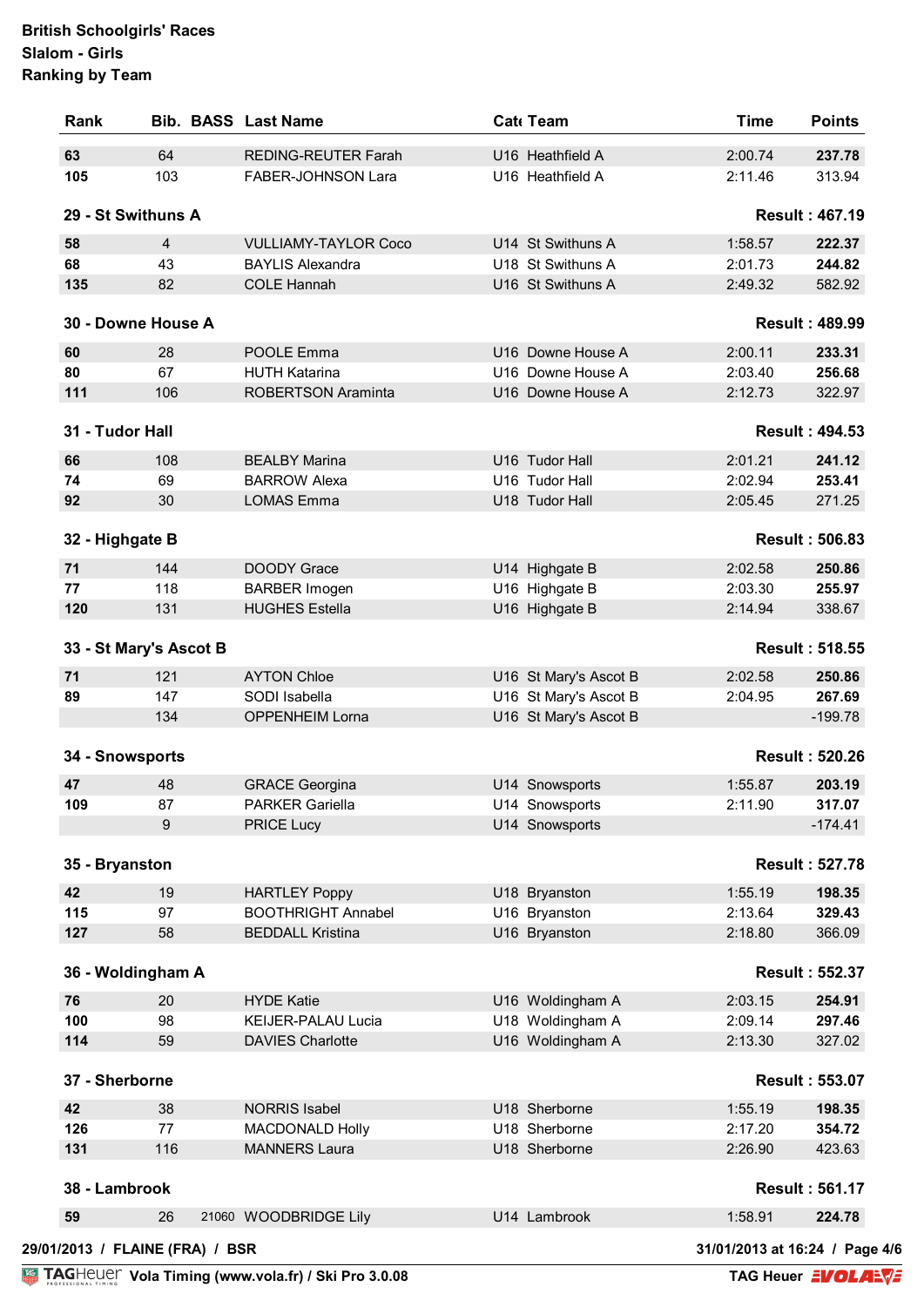**British Schoolgirls' Races**
**Slalom - Girls**
**Ranking by Team**

| Rank | Bib. | BASS | Last Name | Cat | Team | Time | Points |
|---|---|---|---|---|---|---|---|
| **63** | 64 | | REDING-REUTER Farah | U16 | Heathfield A | 2:00.74 | **237.78** |
| **105** | 103 | | FABER-JOHNSON Lara | U16 | Heathfield A | 2:11.46 | 313.94 |
| **29 - St Swithuns A** | | | | | | | **Result : 467.19** |
| **58** | 4 | | VULLIAMY-TAYLOR Coco | U14 | St Swithuns A | 1:58.57 | **222.37** |
| **68** | 43 | | BAYLIS Alexandra | U18 | St Swithuns A | 2:01.73 | **244.82** |
| **135** | 82 | | COLE Hannah | U16 | St Swithuns A | 2:49.32 | 582.92 |
| **30 - Downe House A** | | | | | | | **Result : 489.99** |
| **60** | 28 | | POOLE Emma | U16 | Downe House A | 2:00.11 | **233.31** |
| **80** | 67 | | HUTH Katarina | U16 | Downe House A | 2:03.40 | **256.68** |
| **111** | 106 | | ROBERTSON Araminta | U16 | Downe House A | 2:12.73 | 322.97 |
| **31 - Tudor Hall** | | | | | | | **Result : 494.53** |
| **66** | 108 | | BEALBY Marina | U16 | Tudor Hall | 2:01.21 | **241.12** |
| **74** | 69 | | BARROW Alexa | U16 | Tudor Hall | 2:02.94 | **253.41** |
| **92** | 30 | | LOMAS Emma | U18 | Tudor Hall | 2:05.45 | 271.25 |
| **32 - Highgate B** | | | | | | | **Result : 506.83** |
| **71** | 144 | | DOODY Grace | U14 | Highgate B | 2:02.58 | **250.86** |
| **77** | 118 | | BARBER Imogen | U16 | Highgate B | 2:03.30 | **255.97** |
| **120** | 131 | | HUGHES Estella | U16 | Highgate B | 2:14.94 | 338.67 |
| **33 - St Mary's Ascot B** | | | | | | | **Result : 518.55** |
| **71** | 121 | | AYTON Chloe | U16 | St Mary's Ascot B | 2:02.58 | **250.86** |
| **89** | 147 | | SODI Isabella | U16 | St Mary's Ascot B | 2:04.95 | **267.69** |
| | 134 | | OPPENHEIM Lorna | U16 | St Mary's Ascot B | | -199.78 |
| **34 - Snowsports** | | | | | | | **Result : 520.26** |
| **47** | 48 | | GRACE Georgina | U14 | Snowsports | 1:55.87 | **203.19** |
| **109** | 87 | | PARKER Gariella | U14 | Snowsports | 2:11.90 | **317.07** |
| | 9 | | PRICE Lucy | U14 | Snowsports | | -174.41 |
| **35 - Bryanston** | | | | | | | **Result : 527.78** |
| **42** | 19 | | HARTLEY Poppy | U18 | Bryanston | 1:55.19 | **198.35** |
| **115** | 97 | | BOOTHRIGHT Annabel | U16 | Bryanston | 2:13.64 | **329.43** |
| **127** | 58 | | BEDDALL Kristina | U16 | Bryanston | 2:18.80 | 366.09 |
| **36 - Woldingham A** | | | | | | | **Result : 552.37** |
| **76** | 20 | | HYDE Katie | U16 | Woldingham A | 2:03.15 | **254.91** |
| **100** | 98 | | KEIJER-PALAU Lucia | U18 | Woldingham A | 2:09.14 | **297.46** |
| **114** | 59 | | DAVIES Charlotte | U16 | Woldingham A | 2:13.30 | 327.02 |
| **37 - Sherborne** | | | | | | | **Result : 553.07** |
| **42** | 38 | | NORRIS Isabel | U18 | Sherborne | 1:55.19 | **198.35** |
| **126** | 77 | | MACDONALD Holly | U18 | Sherborne | 2:17.20 | **354.72** |
| **131** | 116 | | MANNERS Laura | U18 | Sherborne | 2:26.90 | 423.63 |
| **38 - Lambrook** | | | | | | | **Result : 561.17** |
| **59** | 26 | 21060 | WOODBRIDGE Lily | U14 | Lambrook | 1:58.91 | **224.78** |

**29/01/2013 / FLAINE (FRA) / BSR** **31/01/2013 at 16:24**

TAG Heuer Vola Timing (www.vola.fr) / Ski Pro 3.0.08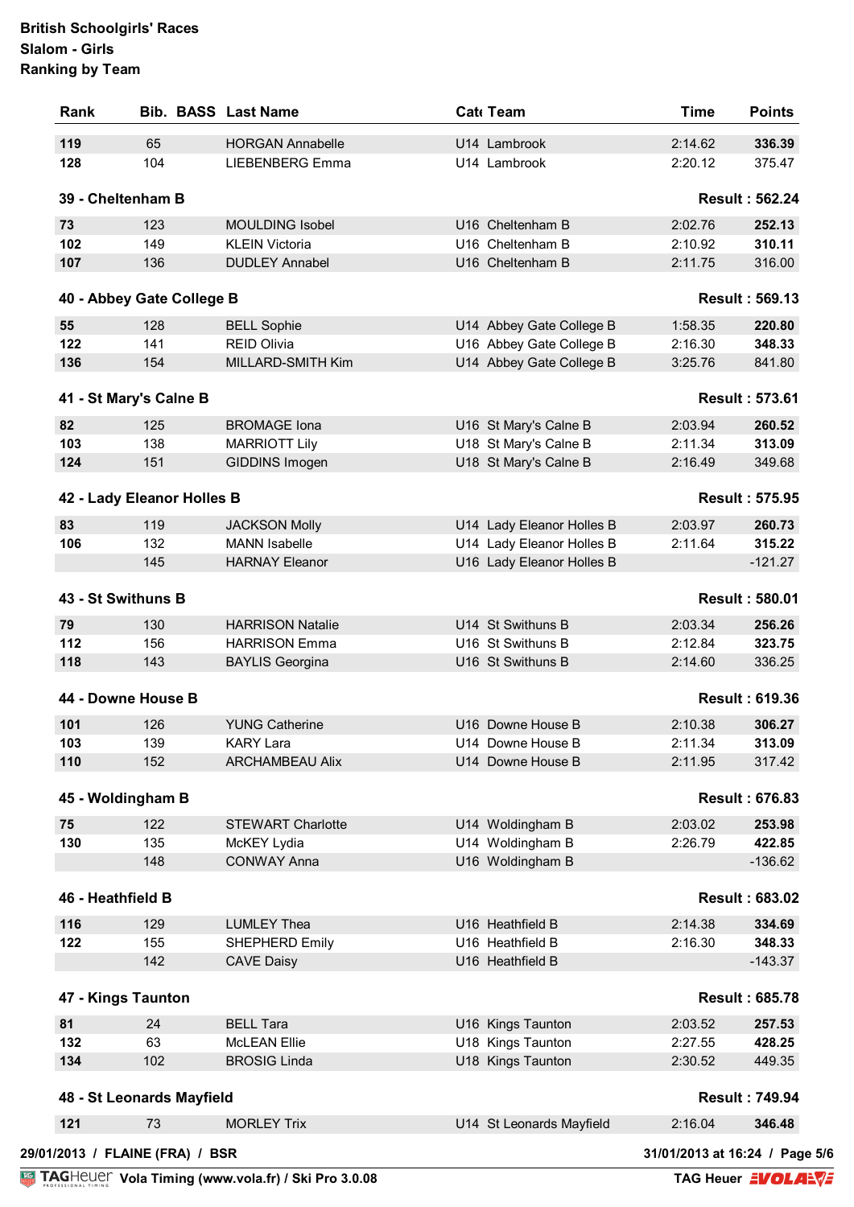**British Schoolgirls' Races**
**Slalom - Girls**
**Ranking by Team**

| Rank | Bib. | BASS | Last Name | Cat | Team | Time | Points |
|---|---|---|---|---|---|---|---|
| 119 | 65 | | HORGAN Annabelle | U14 | Lambrook | 2:14.62 | 336.39 |
| 128 | 104 | | LIEBENBERG Emma | U14 | Lambrook | 2:20.12 | 375.47 |

**39 - Cheltenham B** — **Result : 562.24**

| Rank | Bib. | BASS | Last Name | Cat | Team | Time | Points |
|---|---|---|---|---|---|---|---|
| 73 | 123 | | MOULDING Isobel | U16 | Cheltenham B | 2:02.76 | 252.13 |
| 102 | 149 | | KLEIN Victoria | U16 | Cheltenham B | 2:10.92 | 310.11 |
| 107 | 136 | | DUDLEY Annabel | U16 | Cheltenham B | 2:11.75 | 316.00 |

**40 - Abbey Gate College B** — **Result : 569.13**

| Rank | Bib. | BASS | Last Name | Cat | Team | Time | Points |
|---|---|---|---|---|---|---|---|
| 55 | 128 | | BELL Sophie | U14 | Abbey Gate College B | 1:58.35 | 220.80 |
| 122 | 141 | | REID Olivia | U16 | Abbey Gate College B | 2:16.30 | 348.33 |
| 136 | 154 | | MILLARD-SMITH Kim | U14 | Abbey Gate College B | 3:25.76 | 841.80 |

**41 - St Mary's Calne B** — **Result : 573.61**

| Rank | Bib. | BASS | Last Name | Cat | Team | Time | Points |
|---|---|---|---|---|---|---|---|
| 82 | 125 | | BROMAGE Iona | U16 | St Mary's Calne B | 2:03.94 | 260.52 |
| 103 | 138 | | MARRIOTT Lily | U18 | St Mary's Calne B | 2:11.34 | 313.09 |
| 124 | 151 | | GIDDINS Imogen | U18 | St Mary's Calne B | 2:16.49 | 349.68 |

**42 - Lady Eleanor Holles B** — **Result : 575.95**

| Rank | Bib. | BASS | Last Name | Cat | Team | Time | Points |
|---|---|---|---|---|---|---|---|
| 83 | 119 | | JACKSON Molly | U14 | Lady Eleanor Holles B | 2:03.97 | 260.73 |
| 106 | 132 | | MANN Isabelle | U14 | Lady Eleanor Holles B | 2:11.64 | 315.22 |
| | 145 | | HARNAY Eleanor | U16 | Lady Eleanor Holles B | | -121.27 |

**43 - St Swithuns B** — **Result : 580.01**

| Rank | Bib. | BASS | Last Name | Cat | Team | Time | Points |
|---|---|---|---|---|---|---|---|
| 79 | 130 | | HARRISON Natalie | U14 | St Swithuns B | 2:03.34 | 256.26 |
| 112 | 156 | | HARRISON Emma | U16 | St Swithuns B | 2:12.84 | 323.75 |
| 118 | 143 | | BAYLIS Georgina | U16 | St Swithuns B | 2:14.60 | 336.25 |

**44 - Downe House B** — **Result : 619.36**

| Rank | Bib. | BASS | Last Name | Cat | Team | Time | Points |
|---|---|---|---|---|---|---|---|
| 101 | 126 | | YUNG Catherine | U16 | Downe House B | 2:10.38 | 306.27 |
| 103 | 139 | | KARY Lara | U14 | Downe House B | 2:11.34 | 313.09 |
| 110 | 152 | | ARCHAMBEAU Alix | U14 | Downe House B | 2:11.95 | 317.42 |

**45 - Woldingham B** — **Result : 676.83**

| Rank | Bib. | BASS | Last Name | Cat | Team | Time | Points |
|---|---|---|---|---|---|---|---|
| 75 | 122 | | STEWART Charlotte | U14 | Woldingham B | 2:03.02 | 253.98 |
| 130 | 135 | | McKEY Lydia | U14 | Woldingham B | 2:26.79 | 422.85 |
| | 148 | | CONWAY Anna | U16 | Woldingham B | | -136.62 |

**46 - Heathfield B** — **Result : 683.02**

| Rank | Bib. | BASS | Last Name | Cat | Team | Time | Points |
|---|---|---|---|---|---|---|---|
| 116 | 129 | | LUMLEY Thea | U16 | Heathfield B | 2:14.38 | 334.69 |
| 122 | 155 | | SHEPHERD Emily | U16 | Heathfield B | 2:16.30 | 348.33 |
| | 142 | | CAVE Daisy | U16 | Heathfield B | | -143.37 |

**47 - Kings Taunton** — **Result : 685.78**

| Rank | Bib. | BASS | Last Name | Cat | Team | Time | Points |
|---|---|---|---|---|---|---|---|
| 81 | 24 | | BELL Tara | U16 | Kings Taunton | 2:03.52 | 257.53 |
| 132 | 63 | | McLEAN Ellie | U18 | Kings Taunton | 2:27.55 | 428.25 |
| 134 | 102 | | BROSIG Linda | U18 | Kings Taunton | 2:30.52 | 449.35 |

**48 - St Leonards Mayfield** — **Result : 749.94**

| Rank | Bib. | BASS | Last Name | Cat | Team | Time | Points |
|---|---|---|---|---|---|---|---|
| 121 | 73 | | MORLEY Trix | U14 | St Leonards Mayfield | 2:16.04 | 346.48 |

29/01/2013 / FLAINE (FRA) / BSR

31/01/2013 at 16:24

Vola Timing (www.vola.fr) / Ski Pro 3.0.08 — TAG Heuer VOLA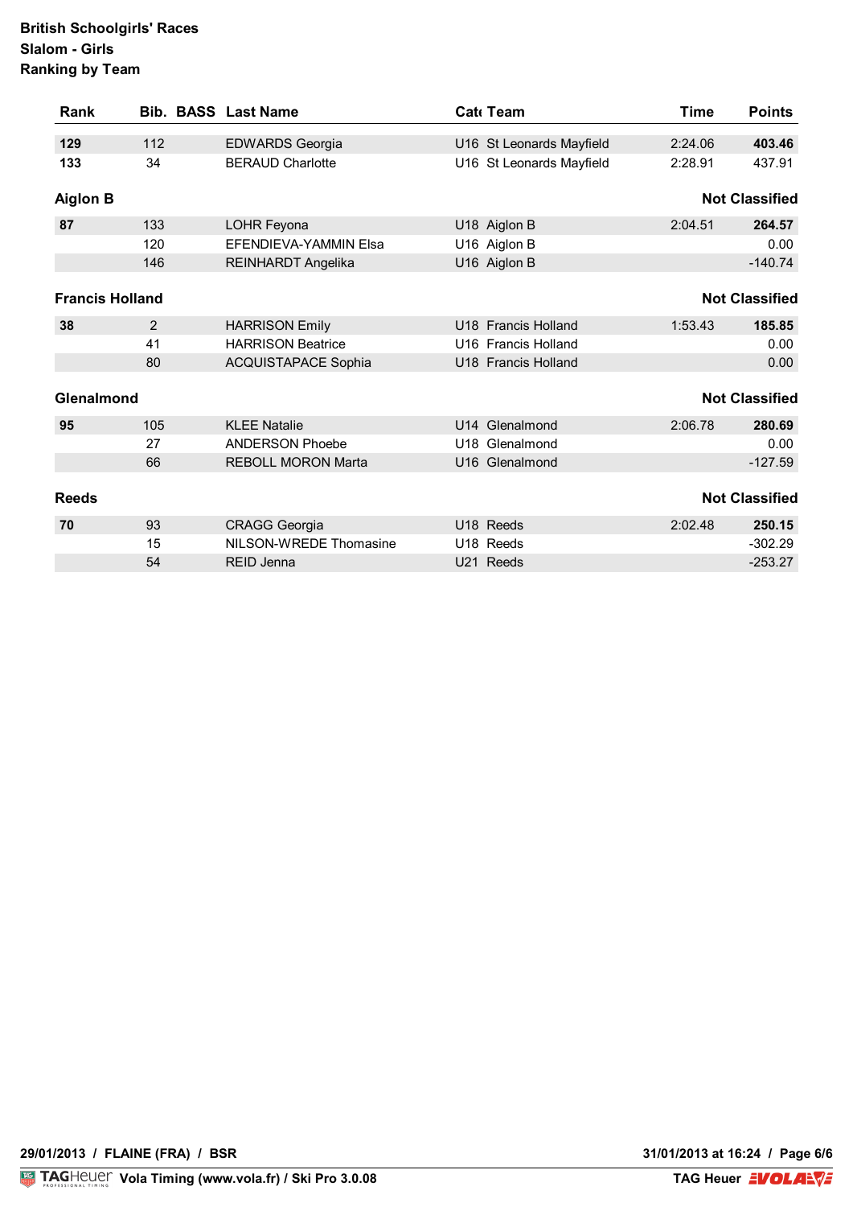**British Schoolgirls' Races**
**Slalom - Girls**
**Ranking by Team**

| Rank | Bib. | BASS | Last Name | Cat | Team | Time | Points |
|---|---|---|---|---|---|---|---|
| **129** | 112 | | EDWARDS Georgia | U16 | St Leonards Mayfield | 2:24.06 | **403.46** |
| **133** | 34 | | BERAUD Charlotte | U16 | St Leonards Mayfield | 2:28.91 | 437.91 |
| **Aiglon B** | | | | | | | **Not Classified** |
| **87** | 133 | | LOHR Feyona | U18 | Aiglon B | 2:04.51 | **264.57** |
| | 120 | | EFENDIEVA-YAMMIN Elsa | U16 | Aiglon B | | 0.00 |
| | 146 | | REINHARDT Angelika | U16 | Aiglon B | | -140.74 |
| **Francis Holland** | | | | | | | **Not Classified** |
| **38** | 2 | | HARRISON Emily | U18 | Francis Holland | 1:53.43 | **185.85** |
| | 41 | | HARRISON Beatrice | U16 | Francis Holland | | 0.00 |
| | 80 | | ACQUISTAPACE Sophia | U18 | Francis Holland | | 0.00 |
| **Glenalmond** | | | | | | | **Not Classified** |
| **95** | 105 | | KLEE Natalie | U14 | Glenalmond | 2:06.78 | **280.69** |
| | 27 | | ANDERSON Phoebe | U18 | Glenalmond | | 0.00 |
| | 66 | | REBOLL MORON Marta | U16 | Glenalmond | | -127.59 |
| **Reeds** | | | | | | | **Not Classified** |
| **70** | 93 | | CRAGG Georgia | U18 | Reeds | 2:02.48 | **250.15** |
| | 15 | | NILSON-WREDE Thomasine | U18 | Reeds | | -302.29 |
| | 54 | | REID Jenna | U21 | Reeds | | -253.27 |

29/01/2013 / FLAINE (FRA) / BSR

31/01/2013 at 16:24

TAG Heuer Vola Timing (www.vola.fr) / Ski Pro 3.0.08

TAG Heuer VOLA